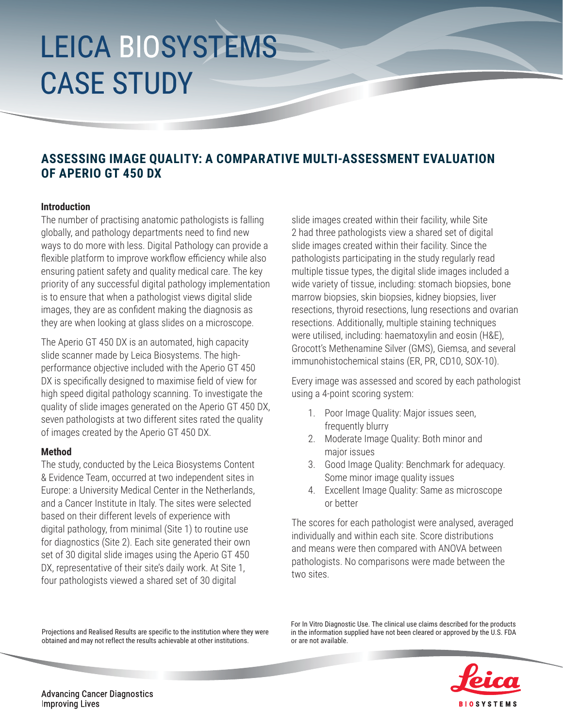# LEICA BIOSYSTEMS CASE STUDY

## ASSESSING IMAGE QUALITY: A COMPARATIVE MULTI-ASSESSMENT EVALUATION OF APERIO GT 450 DX

### Introduction

The number of practising anatomic pathologists is falling globally, and pathology departments need to find new ways to do more with less. Digital Pathology can provide a flexible platform to improve workflow efficiency while also ensuring patient safety and quality medical care. The key priority of any successful digital pathology implementation is to ensure that when a pathologist views digital slide images, they are as confident making the diagnosis as they are when looking at glass slides on a microscope.

The Aperio GT 450 DX is an automated, high capacity slide scanner made by Leica Biosystems. The high-performance objective included with the Aperio GT 450 DX is specifically designed to maximise field of view for high speed digital pathology scanning. To investigate the quality of slide images generated on the Aperio GT 450 DX, seven pathologists at two different sites rated the quality of images created by the Aperio GT 450 DX.

### Method

The study, conducted by the Leica Biosystems Content & Evidence Team, occurred at two independent sites in Europe: a University Medical Center in the Netherlands, and a Cancer Institute in Italy. The sites were selected based on their different levels of experience with digital pathology, from minimal (Site 1) to routine use for diagnostics (Site 2). Each site generated their own set of 30 digital slide images using the Aperio GT 450 DX, representative of their site's daily work. At Site 1, four pathologists viewed a shared set of 30 digital slide images created within their facility, while Site 2 had three pathologists view a shared set of digital slide images created within their facility. Since the pathologists participating in the study regularly read multiple tissue types, the digital slide images included a wide variety of tissue, including: stomach biopsies, bone marrow biopsies, skin biopsies, kidney biopsies, liver resections, thyroid resections, lung resections and ovarian resections. Additionally, multiple staining techniques were utilised, including: haematoxylin and eosin (H&E), Grocott's Methenamine Silver (GMS), Giemsa, and several immunohistochemical stains (ER, PR, CD10, SOX-10).

Every image was assessed and scored by each pathologist using a 4-point scoring system:

1. Poor Image Quality: Major issues seen, frequently blurry
2. Moderate Image Quality: Both minor and major issues
3. Good Image Quality: Benchmark for adequacy. Some minor image quality issues
4. Excellent Image Quality: Same as microscope or better

The scores for each pathologist were analysed, averaged individually and within each site. Score distributions and means were then compared with ANOVA between pathologists. No comparisons were made between the two sites.

Projections and Realised Results are specific to the institution where they were obtained and may not reflect the results achievable at other institutions.

For In Vitro Diagnostic Use. The clinical use claims described for the products in the information supplied have not been cleared or approved by the U.S. FDA or are not available.

Advancing Cancer Diagnostics
Improving Lives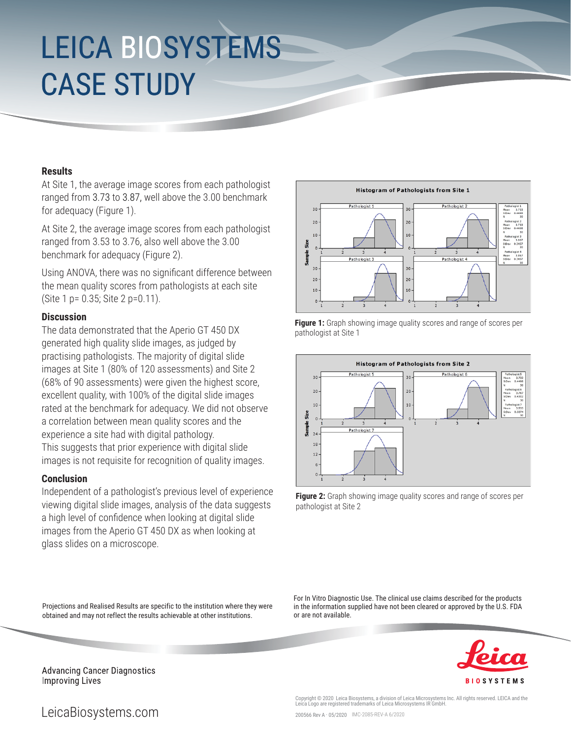# LEICA BIOSYSTEMS CASE STUDY

### Results

At Site 1, the average image scores from each pathologist ranged from 3.73 to 3.87, well above the 3.00 benchmark for adequacy (Figure 1).

At Site 2, the average image scores from each pathologist ranged from 3.53 to 3.76, also well above the 3.00 benchmark for adequacy (Figure 2).

Using ANOVA, there was no significant difference between the mean quality scores from pathologists at each site (Site 1 p= 0.35; Site 2 p=0.11).

### Discussion

The data demonstrated that the Aperio GT 450 DX generated high quality slide images, as judged by practising pathologists. The majority of digital slide images at Site 1 (80% of 120 assessments) and Site 2 (68% of 90 assessments) were given the highest score, excellent quality, with 100% of the digital slide images rated at the benchmark for adequacy. We did not observe a correlation between mean quality scores and the experience a site had with digital pathology. This suggests that prior experience with digital slide images is not requisite for recognition of quality images.

### Conclusion

Independent of a pathologist's previous level of experience viewing digital slide images, analysis of the data suggests a high level of confidence when looking at digital slide images from the Aperio GT 450 DX as when looking at glass slides on a microscope.

Histogram of Pathologists from Site 1

Sample Size

Pathologist 1

Pathologist 2

Pathologist 3

Pathologist 4

Pathologist 1 Mean 3.733 StDev 0.4498 N 30

Pathologist 2 Mean 3.733 StDev 0.4498 N 30

Pathologist 3 Mean 3.867 StDev 0.3457 N 30

Pathologist 4 Mean 3.867 StDev 0.3457 N 30

**Figure 1:** Graph showing image quality scores and range of scores per pathologist at Site 1

Histogram of Pathologists from Site 2

Sample Size

Pathologist 5

Pathologist 6

Pathologist 7

Pathologist 5 Mean 3.733 StDev 0.4498 N 30

Pathologist 6 Mean 3.767 StDev 0.4302 N 30

Pathologist 7 Mean 3.533 StDev 0.5074 N 30

**Figure 2:** Graph showing image quality scores and range of scores per pathologist at Site 2

Projections and Realised Results are specific to the institution where they were obtained and may not reflect the results achievable at other institutions.

For In Vitro Diagnostic Use. The clinical use claims described for the products in the information supplied have not been cleared or approved by the U.S. FDA or are not available.

Advancing Cancer Diagnostics
Improving Lives

LeicaBiosystems.com

Copyright © 2020 Leica Biosystems, a division of Leica Microsystems Inc. All rights reserved. LEICA and the Leica Logo are registered trademarks of Leica Microsystems IR GmbH.

200566 Rev A · 05/2020 IMC-2085-REV-A 6/2020